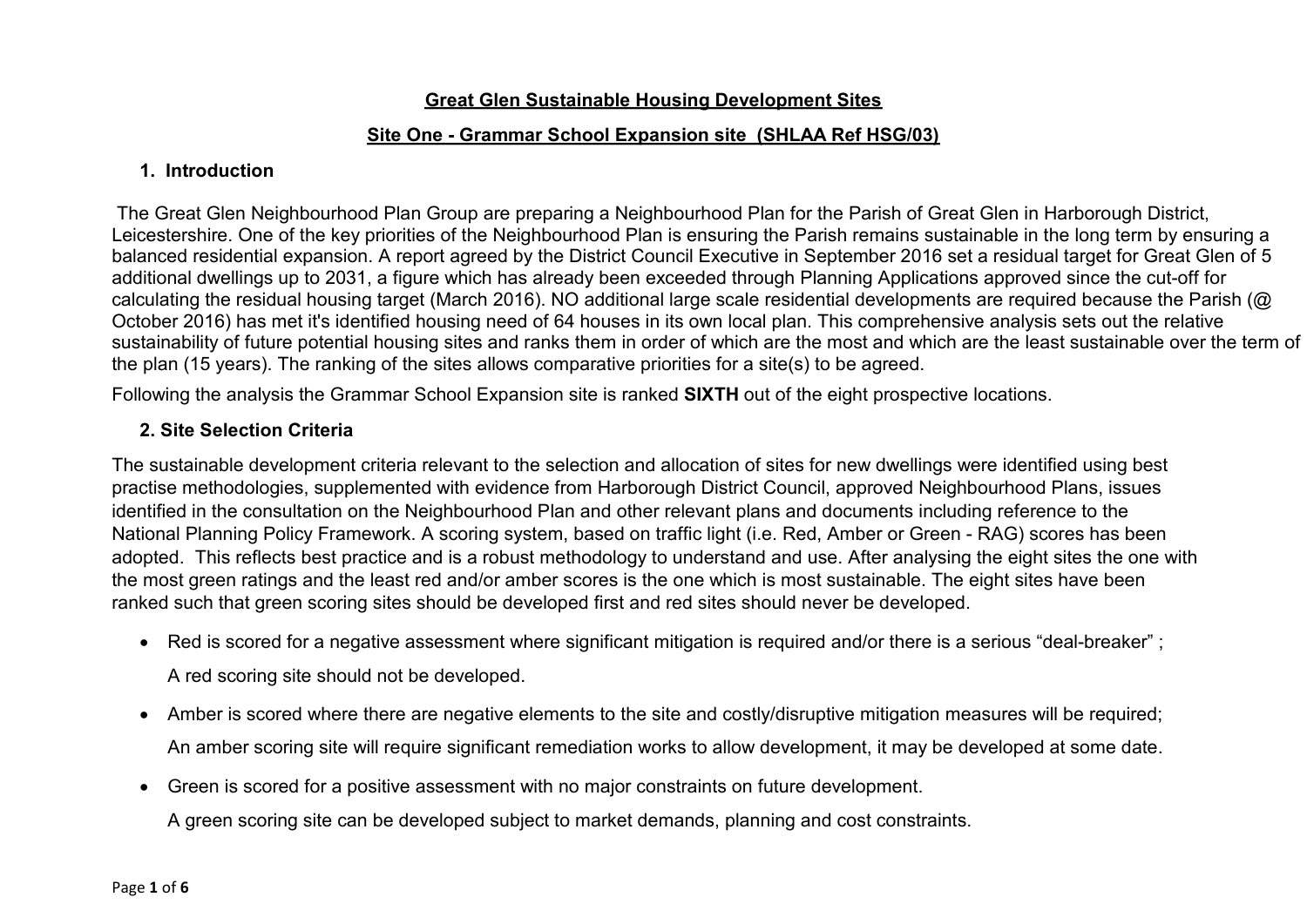# Great Glen Sustainable Housing Development Sites

## Site One - Grammar School Expansion site (SHLAA Ref HSG/03)

### 1. Introduction

The Great Glen Neighbourhood Plan Group are preparing a Neighbourhood Plan for the Parish of Great Glen in Harborough District, Leicestershire. One of the key priorities of the Neighbourhood Plan is ensuring the Parish remains sustainable in the long term by ensuring a balanced residential expansion. A report agreed by the District Council Executive in September 2016 set a residual target for Great Glen of 5 additional dwellings up to 2031, a figure which has already been exceeded through Planning Applications approved since the cut-off for calculating the residual housing target (March 2016). NO additional large scale residential developments are required because the Parish (@ October 2016) has met it's identified housing need of 64 houses in its own local plan. This comprehensive analysis sets out the relative sustainability of future potential housing sites and ranks them in order of which are the most and which are the least sustainable over the term of the plan (15 years). The ranking of the sites allows comparative priorities for a site(s) to be agreed.

Following the analysis the Grammar School Expansion site is ranked **SIXTH** out of the eight prospective locations.

### 2. Site Selection Criteria

The sustainable development criteria relevant to the selection and allocation of sites for new dwellings were identified using best practise methodologies, supplemented with evidence from Harborough District Council, approved Neighbourhood Plans, issues identified in the consultation on the Neighbourhood Plan and other relevant plans and documents including reference to the National Planning Policy Framework. A scoring system, based on traffic light (i.e. Red, Amber or Green - RAG) scores has been adopted. This reflects best practice and is a robust methodology to understand and use. After analysing the eight sites the one with the most green ratings and the least red and/or amber scores is the one which is most sustainable. The eight sites have been ranked such that green scoring sites should be developed first and red sites should never be developed.

- Red is scored for a negative assessment where significant mitigation is required and/or there is a serious "deal-breaker" ;

  A red scoring site should not be developed.

- Amber is scored where there are negative elements to the site and costly/disruptive mitigation measures will be required;

  An amber scoring site will require significant remediation works to allow development, it may be developed at some date.

- Green is scored for a positive assessment with no major constraints on future development.

  A green scoring site can be developed subject to market demands, planning and cost constraints.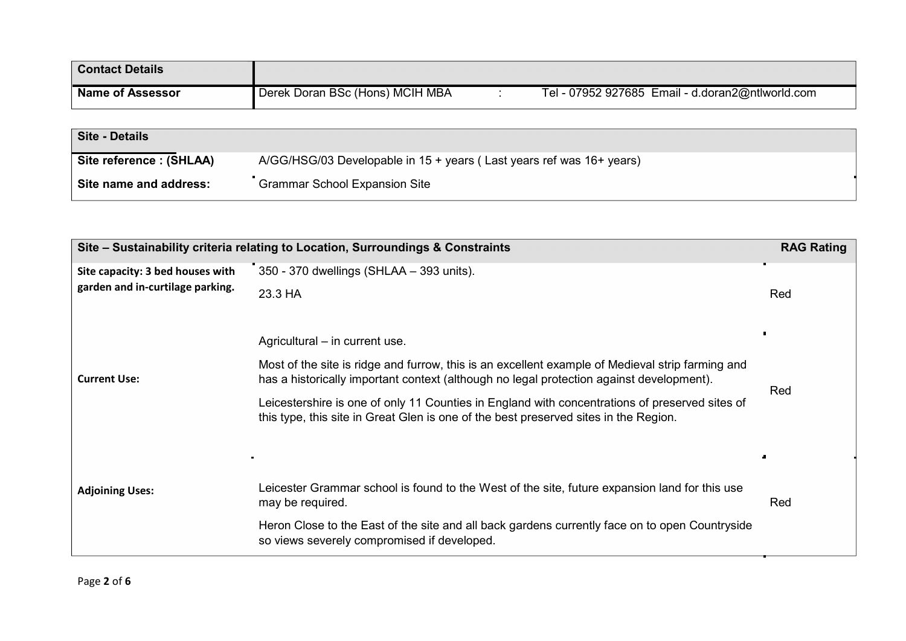| Contact Details | | |
|---|---|---|
| **Name of Assessor** | Derek Doran BSc (Hons) MCIH MBA | : Tel - 07952 927685 Email - d.doran2@ntlworld.com |

| Site - Details | |
|---|---|
| **Site reference : (SHLAA)** | A/GG/HSG/03 Developable in 15 + years ( Last years ref was 16+ years) |
| **Site name and address:** | Grammar School Expansion Site |

| Site – Sustainability criteria relating to Location, Surroundings & Constraints | | RAG Rating |
|---|---|---|
| **Site capacity: 3 bed houses with garden and in-curtilage parking.** | 350 - 370 dwellings (SHLAA – 393 units).<br><br>23.3 HA | Red |
| **Current Use:** | Agricultural – in current use.<br><br>Most of the site is ridge and furrow, this is an excellent example of Medieval strip farming and has a historically important context (although no legal protection against development).<br><br>Leicestershire is one of only 11 Counties in England with concentrations of preserved sites of this type, this site in Great Glen is one of the best preserved sites in the Region. | Red |
| **Adjoining Uses:** | Leicester Grammar school is found to the West of the site, future expansion land for this use may be required.<br><br>Heron Close to the East of the site and all back gardens currently face on to open Countryside so views severely compromised if developed. | Red |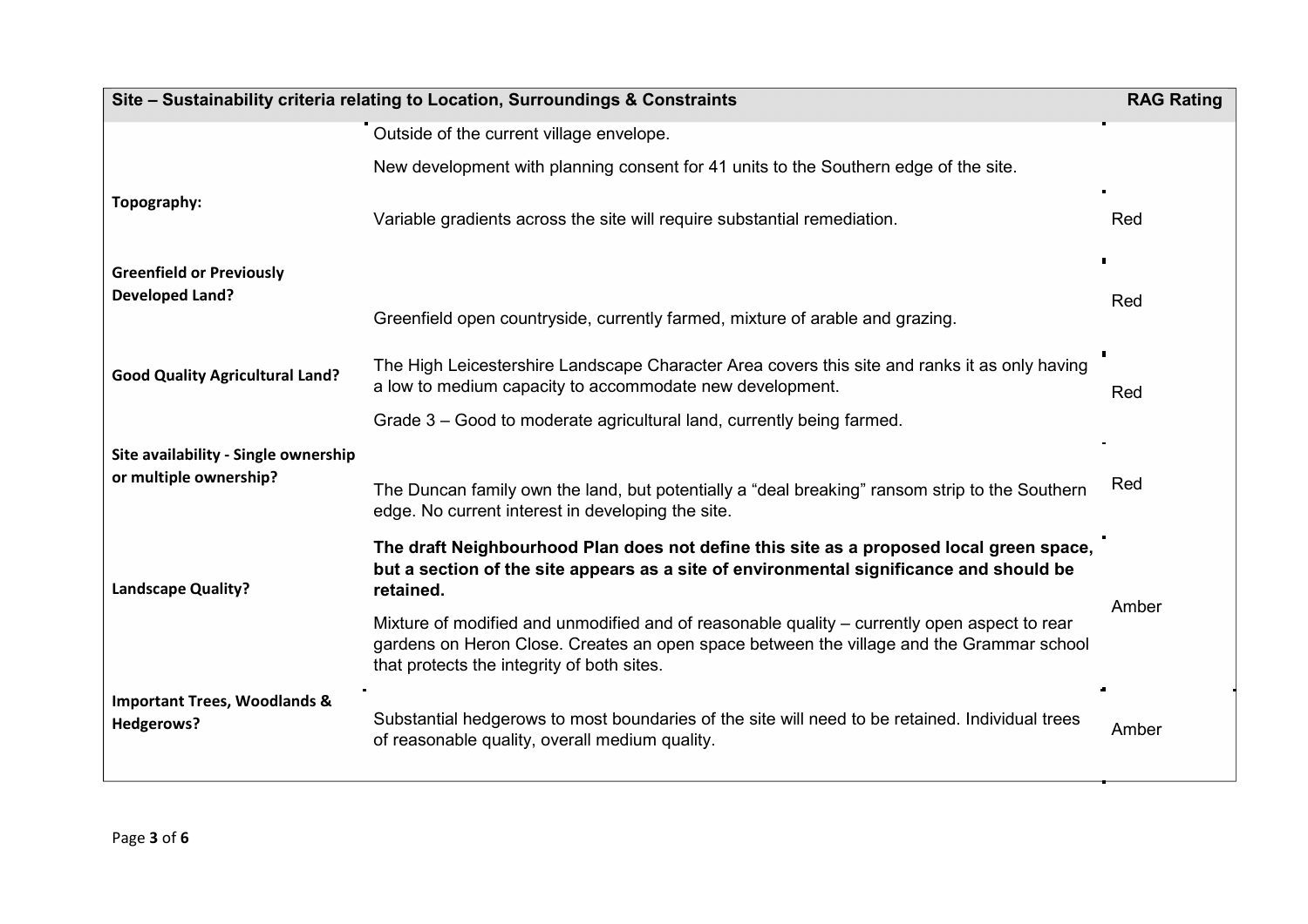| Site – Sustainability criteria relating to Location, Surroundings & Constraints | | RAG Rating |
|---|---|---|
| Topography: | Outside of the current village envelope.<br><br>New development with planning consent for 41 units to the Southern edge of the site.<br><br>Variable gradients across the site will require substantial remediation. | Red |
| Greenfield or Previously Developed Land? | Greenfield open countryside, currently farmed, mixture of arable and grazing. | Red |
| Good Quality Agricultural Land? | The High Leicestershire Landscape Character Area covers this site and ranks it as only having a low to medium capacity to accommodate new development.<br><br>Grade 3 – Good to moderate agricultural land, currently being farmed. | Red |
| Site availability - Single ownership or multiple ownership? | The Duncan family own the land, but potentially a "deal breaking" ransom strip to the Southern edge. No current interest in developing the site. | Red |
| Landscape Quality? | **The draft Neighbourhood Plan does not define this site as a proposed local green space, but a section of the site appears as a site of environmental significance and should be retained.**<br><br>Mixture of modified and unmodified and of reasonable quality – currently open aspect to rear gardens on Heron Close. Creates an open space between the village and the Grammar school that protects the integrity of both sites. | Amber |
| Important Trees, Woodlands & Hedgerows? | Substantial hedgerows to most boundaries of the site will need to be retained. Individual trees of reasonable quality, overall medium quality. | Amber |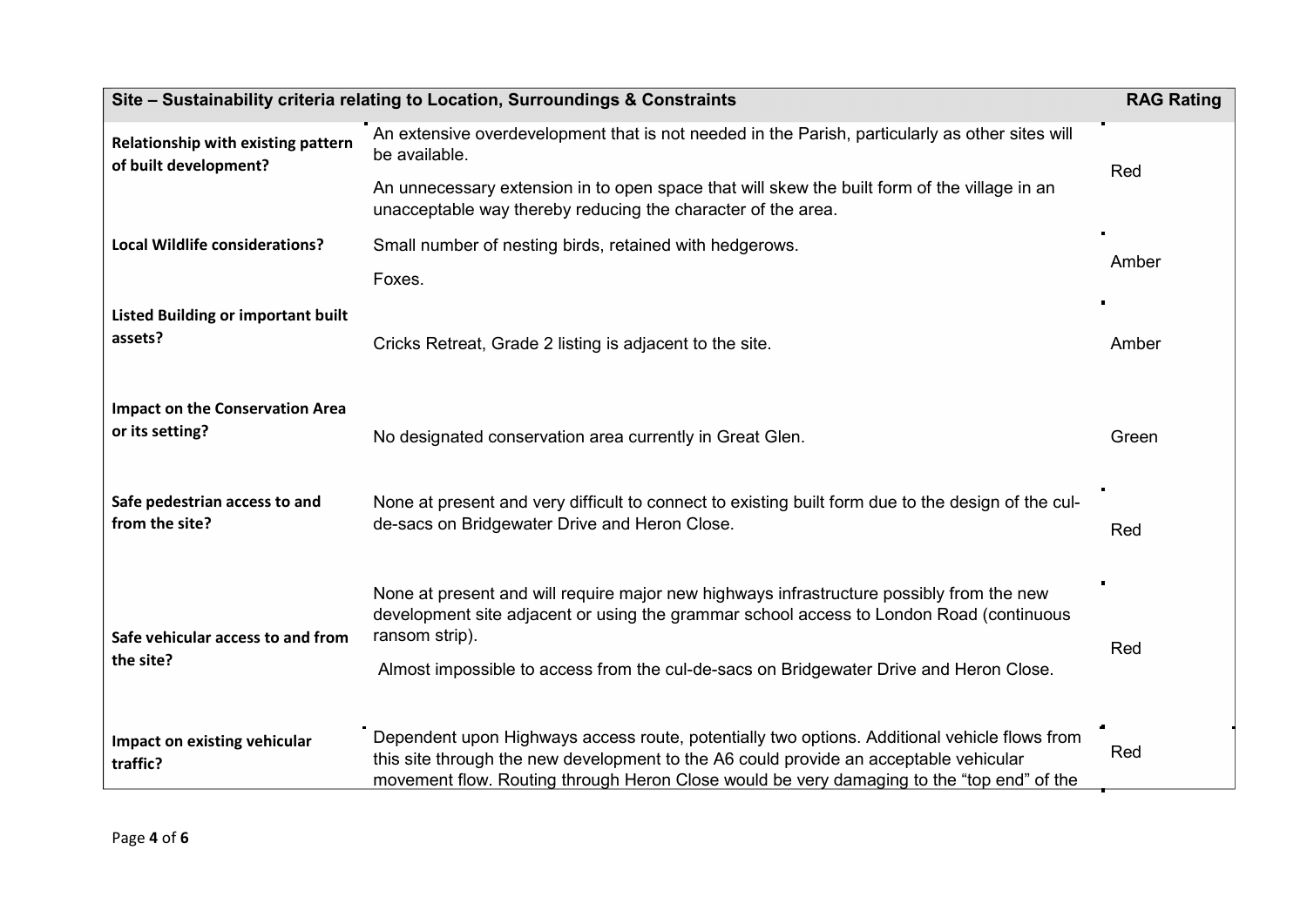| Site – Sustainability criteria relating to Location, Surroundings & Constraints | | RAG Rating |
|---|---|---|
| **Relationship with existing pattern of built development?** | An extensive overdevelopment that is not needed in the Parish, particularly as other sites will be available.<br><br>An unnecessary extension in to open space that will skew the built form of the village in an unacceptable way thereby reducing the character of the area. | Red |
| **Local Wildlife considerations?** | Small number of nesting birds, retained with hedgerows.<br><br>Foxes. | Amber |
| **Listed Building or important built assets?** | Cricks Retreat, Grade 2 listing is adjacent to the site. | Amber |
| **Impact on the Conservation Area or its setting?** | No designated conservation area currently in Great Glen. | Green |
| **Safe pedestrian access to and from the site?** | None at present and very difficult to connect to existing built form due to the design of the cul-de-sacs on Bridgewater Drive and Heron Close. | Red |
| **Safe vehicular access to and from the site?** | None at present and will require major new highways infrastructure possibly from the new development site adjacent or using the grammar school access to London Road (continuous ransom strip).<br><br>Almost impossible to access from the cul-de-sacs on Bridgewater Drive and Heron Close. | Red |
| **Impact on existing vehicular traffic?** | Dependent upon Highways access route, potentially two options. Additional vehicle flows from this site through the new development to the A6 could provide an acceptable vehicular movement flow. Routing through Heron Close would be very damaging to the "top end" of the | Red |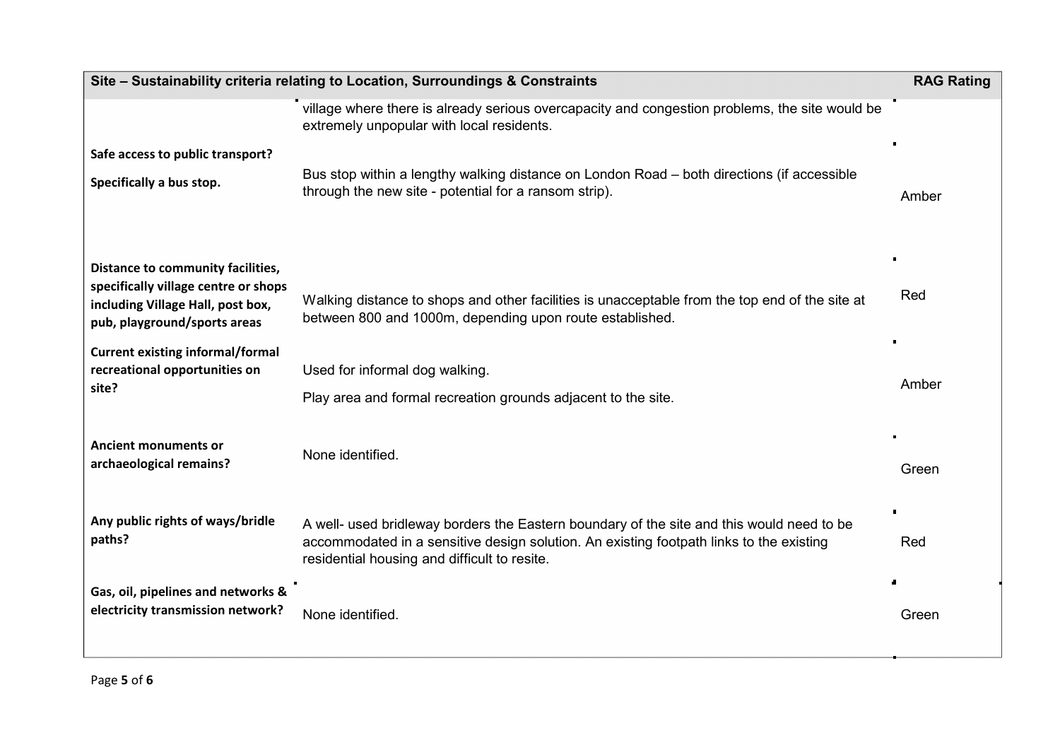| Site – Sustainability criteria relating to Location, Surroundings & Constraints | | RAG Rating |
|---|---|---|
| | village where there is already serious overcapacity and congestion problems, the site would be extremely unpopular with local residents. | |
| **Safe access to public transport?** **Specifically a bus stop.** | Bus stop within a lengthy walking distance on London Road – both directions (if accessible through the new site - potential for a ransom strip). | Amber |
| **Distance to community facilities, specifically village centre or shops including Village Hall, post box, pub, playground/sports areas** | Walking distance to shops and other facilities is unacceptable from the top end of the site at between 800 and 1000m, depending upon route established. | Red |
| **Current existing informal/formal recreational opportunities on site?** | Used for informal dog walking. Play area and formal recreation grounds adjacent to the site. | Amber |
| **Ancient monuments or archaeological remains?** | None identified. | Green |
| **Any public rights of ways/bridle paths?** | A well- used bridleway borders the Eastern boundary of the site and this would need to be accommodated in a sensitive design solution. An existing footpath links to the existing residential housing and difficult to resite. | Red |
| **Gas, oil, pipelines and networks & electricity transmission network?** | None identified. | Green |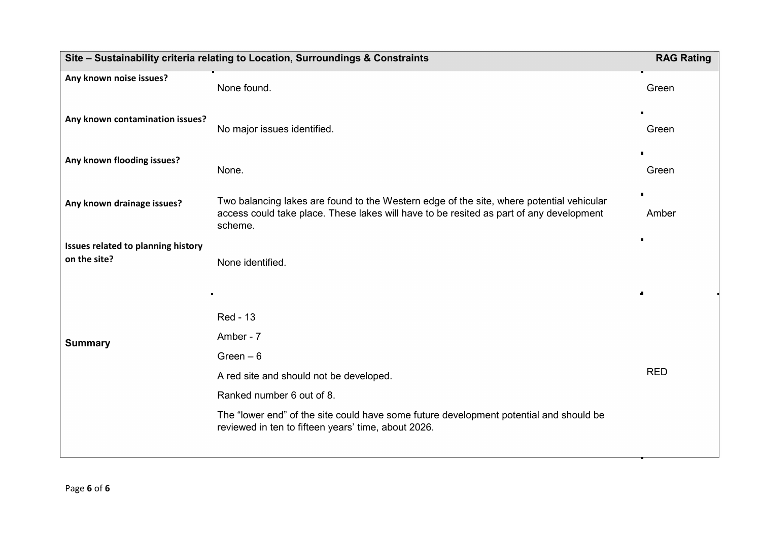| Site – Sustainability criteria relating to Location, Surroundings & Constraints | | RAG Rating |
|---|---|---|
| **Any known noise issues?** | None found. | Green |
| **Any known contamination issues?** | No major issues identified. | Green |
| **Any known flooding issues?** | None. | Green |
| **Any known drainage issues?** | Two balancing lakes are found to the Western edge of the site, where potential vehicular access could take place. These lakes will have to be resited as part of any development scheme. | Amber |
| **Issues related to planning history on the site?** | None identified. | |
| **Summary** | Red - 13<br>Amber - 7<br>Green – 6<br>A red site and should not be developed.<br>Ranked number 6 out of 8.<br>The "lower end" of the site could have some future development potential and should be reviewed in ten to fifteen years' time, about 2026. | RED |